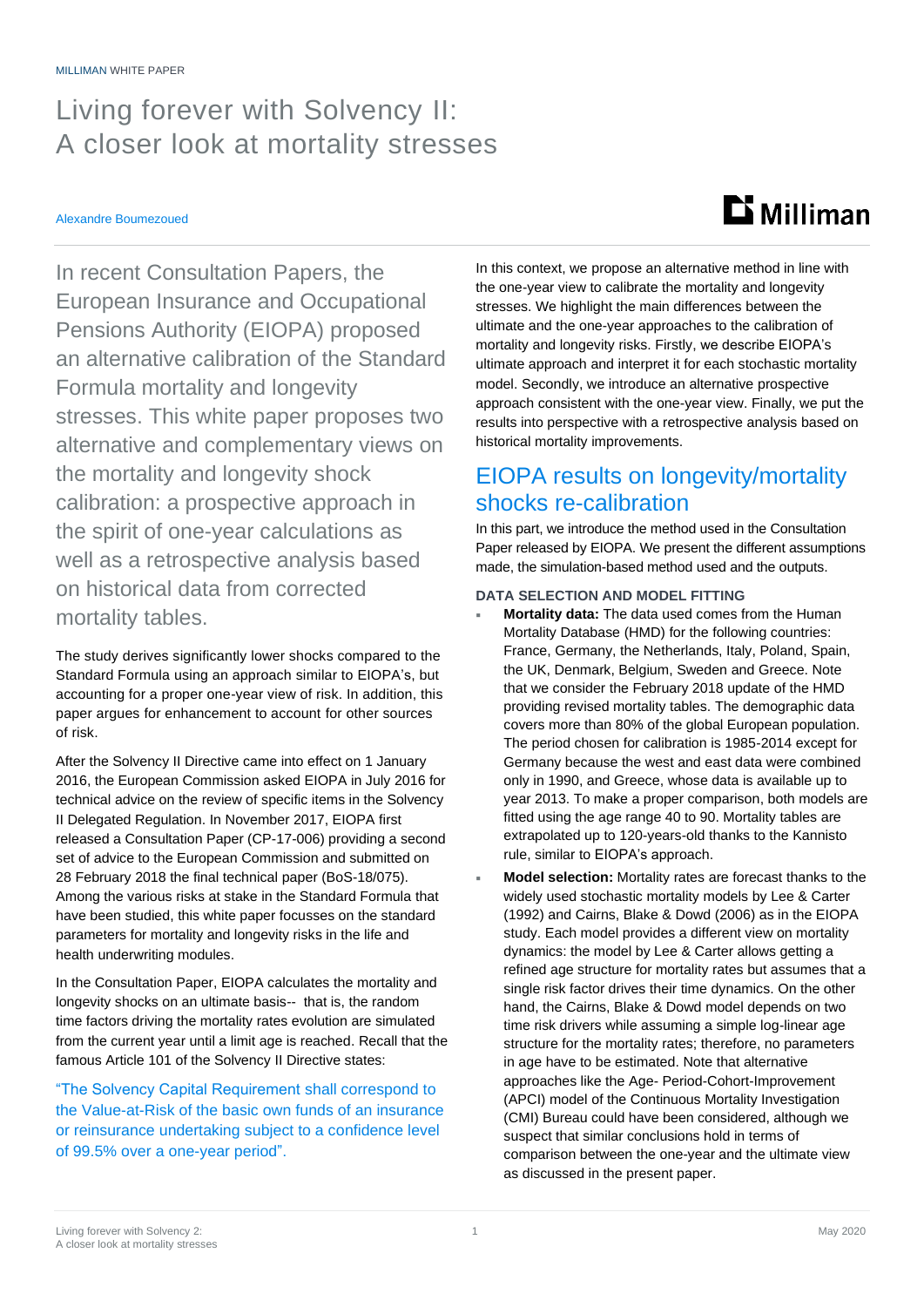MILLIMAN WHITE PAPER

# Living forever with Solvency II: A closer look at mortality stresses

Alexandre Boumezoued

In recent Consultation Papers, the European Insurance and Occupational Pensions Authority (EIOPA) proposed an alternative calibration of the Standard Formula mortality and longevity stresses. This white paper proposes two alternative and complementary views on the mortality and longevity shock calibration: a prospective approach in the spirit of one-year calculations as well as a retrospective analysis based on historical data from corrected mortality tables.

The study derives significantly lower shocks compared to the Standard Formula using an approach similar to EIOPA's, but accounting for a proper one-year view of risk. In addition, this paper argues for enhancement to account for other sources of risk.

After the Solvency II Directive came into effect on 1 January 2016, the European Commission asked EIOPA in July 2016 for technical advice on the review of specific items in the Solvency II Delegated Regulation. In November 2017, EIOPA first released a Consultation Paper (CP-17-006) providing a second set of advice to the European Commission and submitted on 28 February 2018 the final technical paper (BoS-18/075). Among the various risks at stake in the Standard Formula that have been studied, this white paper focusses on the standard parameters for mortality and longevity risks in the life and health underwriting modules.

In the Consultation Paper, EIOPA calculates the mortality and longevity shocks on an ultimate basis-- that is, the random time factors driving the mortality rates evolution are simulated from the current year until a limit age is reached. Recall that the famous Article 101 of the Solvency II Directive states:

> "The Solvency Capital Requirement shall correspond to the Value-at-Risk of the basic own funds of an insurance or reinsurance undertaking subject to a confidence level of 99.5% over a one-year period".

In this context, we propose an alternative method in line with the one-year view to calibrate the mortality and longevity stresses. We highlight the main differences between the ultimate and the one-year approaches to the calibration of mortality and longevity risks. Firstly, we describe EIOPA's ultimate approach and interpret it for each stochastic mortality model. Secondly, we introduce an alternative prospective approach consistent with the one-year view. Finally, we put the results into perspective with a retrospective analysis based on historical mortality improvements.

## EIOPA results on longevity/mortality shocks re-calibration

In this part, we introduce the method used in the Consultation Paper released by EIOPA. We present the different assumptions made, the simulation-based method used and the outputs.

### DATA SELECTION AND MODEL FITTING

- **Mortality data:** The data used comes from the Human Mortality Database (HMD) for the following countries: France, Germany, the Netherlands, Italy, Poland, Spain, the UK, Denmark, Belgium, Sweden and Greece. Note that we consider the February 2018 update of the HMD providing revised mortality tables. The demographic data covers more than 80% of the global European population. The period chosen for calibration is 1985-2014 except for Germany because the west and east data were combined only in 1990, and Greece, whose data is available up to year 2013. To make a proper comparison, both models are fitted using the age range 40 to 90. Mortality tables are extrapolated up to 120-years-old thanks to the Kannisto rule, similar to EIOPA's approach.
- **Model selection:** Mortality rates are forecast thanks to the widely used stochastic mortality models by Lee & Carter (1992) and Cairns, Blake & Dowd (2006) as in the EIOPA study. Each model provides a different view on mortality dynamics: the model by Lee & Carter allows getting a refined age structure for mortality rates but assumes that a single risk factor drives their time dynamics. On the other hand, the Cairns, Blake & Dowd model depends on two time risk drivers while assuming a simple log-linear age structure for the mortality rates; therefore, no parameters in age have to be estimated. Note that alternative approaches like the Age- Period-Cohort-Improvement (APCI) model of the Continuous Mortality Investigation (CMI) Bureau could have been considered, although we suspect that similar conclusions hold in terms of comparison between the one-year and the ultimate view as discussed in the present paper.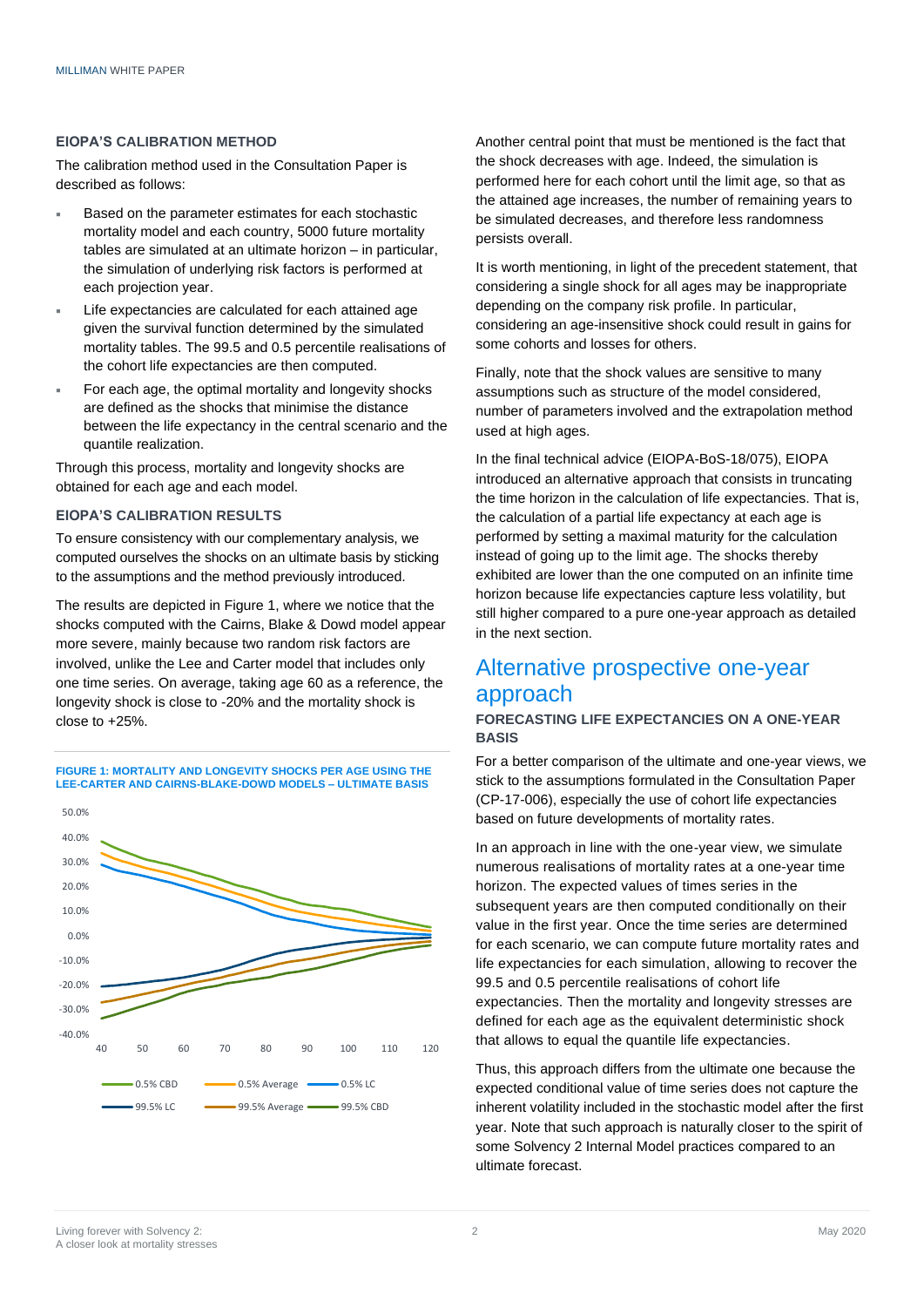### EIOPA'S CALIBRATION METHOD

The calibration method used in the Consultation Paper is described as follows:

- Based on the parameter estimates for each stochastic mortality model and each country, 5000 future mortality tables are simulated at an ultimate horizon – in particular, the simulation of underlying risk factors is performed at each projection year.
- Life expectancies are calculated for each attained age given the survival function determined by the simulated mortality tables. The 99.5 and 0.5 percentile realisations of the cohort life expectancies are then computed.
- For each age, the optimal mortality and longevity shocks are defined as the shocks that minimise the distance between the life expectancy in the central scenario and the quantile realization.

Through this process, mortality and longevity shocks are obtained for each age and each model.

### EIOPA'S CALIBRATION RESULTS

To ensure consistency with our complementary analysis, we computed ourselves the shocks on an ultimate basis by sticking to the assumptions and the method previously introduced.

The results are depicted in Figure 1, where we notice that the shocks computed with the Cairns, Blake & Dowd model appear more severe, mainly because two random risk factors are involved, unlike the Lee and Carter model that includes only one time series. On average, taking age 60 as a reference, the longevity shock is close to -20% and the mortality shock is close to +25%.

**FIGURE 1: MORTALITY AND LONGEVITY SHOCKS PER AGE USING THE LEE-CARTER AND CAIRNS-BLAKE-DOWD MODELS – ULTIMATE BASIS**

Another central point that must be mentioned is the fact that the shock decreases with age. Indeed, the simulation is performed here for each cohort until the limit age, so that as the attained age increases, the number of remaining years to be simulated decreases, and therefore less randomness persists overall.

It is worth mentioning, in light of the precedent statement, that considering a single shock for all ages may be inappropriate depending on the company risk profile. In particular, considering an age-insensitive shock could result in gains for some cohorts and losses for others.

Finally, note that the shock values are sensitive to many assumptions such as structure of the model considered, number of parameters involved and the extrapolation method used at high ages.

In the final technical advice (EIOPA-BoS-18/075), EIOPA introduced an alternative approach that consists in truncating the time horizon in the calculation of life expectancies. That is, the calculation of a partial life expectancy at each age is performed by setting a maximal maturity for the calculation instead of going up to the limit age. The shocks thereby exhibited are lower than the one computed on an infinite time horizon because life expectancies capture less volatility, but still higher compared to a pure one-year approach as detailed in the next section.

## Alternative prospective one-year approach

### FORECASTING LIFE EXPECTANCIES ON A ONE-YEAR BASIS

For a better comparison of the ultimate and one-year views, we stick to the assumptions formulated in the Consultation Paper (CP-17-006), especially the use of cohort life expectancies based on future developments of mortality rates.

In an approach in line with the one-year view, we simulate numerous realisations of mortality rates at a one-year time horizon. The expected values of times series in the subsequent years are then computed conditionally on their value in the first year. Once the time series are determined for each scenario, we can compute future mortality rates and life expectancies for each simulation, allowing to recover the 99.5 and 0.5 percentile realisations of cohort life expectancies. Then the mortality and longevity stresses are defined for each age as the equivalent deterministic shock that allows to equal the quantile life expectancies.

Thus, this approach differs from the ultimate one because the expected conditional value of time series does not capture the inherent volatility included in the stochastic model after the first year. Note that such approach is naturally closer to the spirit of some Solvency 2 Internal Model practices compared to an ultimate forecast.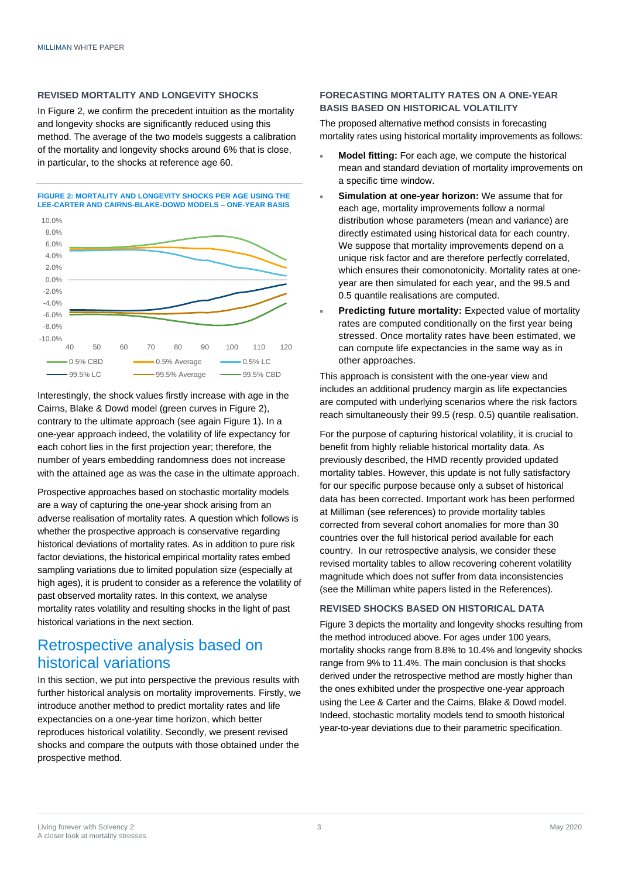### REVISED MORTALITY AND LONGEVITY SHOCKS

In Figure 2, we confirm the precedent intuition as the mortality and longevity shocks are significantly reduced using this method. The average of the two models suggests a calibration of the mortality and longevity shocks around 6% that is close, in particular, to the shocks at reference age 60.

FIGURE 2: MORTALITY AND LONGEVITY SHOCKS PER AGE USING THE LEE-CARTER AND CAIRNS-BLAKE-DOWD MODELS – ONE-YEAR BASIS

Interestingly, the shock values firstly increase with age in the Cairns, Blake & Dowd model (green curves in Figure 2), contrary to the ultimate approach (see again Figure 1). In a one-year approach indeed, the volatility of life expectancy for each cohort lies in the first projection year; therefore, the number of years embedding randomness does not increase with the attained age as was the case in the ultimate approach.

Prospective approaches based on stochastic mortality models are a way of capturing the one-year shock arising from an adverse realisation of mortality rates. A question which follows is whether the prospective approach is conservative regarding historical deviations of mortality rates. As in addition to pure risk factor deviations, the historical empirical mortality rates embed sampling variations due to limited population size (especially at high ages), it is prudent to consider as a reference the volatility of past observed mortality rates. In this context, we analyse mortality rates volatility and resulting shocks in the light of past historical variations in the next section.

## Retrospective analysis based on historical variations

In this section, we put into perspective the previous results with further historical analysis on mortality improvements. Firstly, we introduce another method to predict mortality rates and life expectancies on a one-year time horizon, which better reproduces historical volatility. Secondly, we present revised shocks and compare the outputs with those obtained under the prospective method.

### FORECASTING MORTALITY RATES ON A ONE-YEAR BASIS BASED ON HISTORICAL VOLATILITY

The proposed alternative method consists in forecasting mortality rates using historical mortality improvements as follows:

- **Model fitting:** For each age, we compute the historical mean and standard deviation of mortality improvements on a specific time window.
- **Simulation at one-year horizon:** We assume that for each age, mortality improvements follow a normal distribution whose parameters (mean and variance) are directly estimated using historical data for each country. We suppose that mortality improvements depend on a unique risk factor and are therefore perfectly correlated, which ensures their comonotonicity. Mortality rates at one-year are then simulated for each year, and the 99.5 and 0.5 quantile realisations are computed.
- **Predicting future mortality:** Expected value of mortality rates are computed conditionally on the first year being stressed. Once mortality rates have been estimated, we can compute life expectancies in the same way as in other approaches.

This approach is consistent with the one-year view and includes an additional prudency margin as life expectancies are computed with underlying scenarios where the risk factors reach simultaneously their 99.5 (resp. 0.5) quantile realisation.

For the purpose of capturing historical volatility, it is crucial to benefit from highly reliable historical mortality data. As previously described, the HMD recently provided updated mortality tables. However, this update is not fully satisfactory for our specific purpose because only a subset of historical data has been corrected. Important work has been performed at Milliman (see references) to provide mortality tables corrected from several cohort anomalies for more than 30 countries over the full historical period available for each country. In our retrospective analysis, we consider these revised mortality tables to allow recovering coherent volatility magnitude which does not suffer from data inconsistencies (see the Milliman white papers listed in the References).

### REVISED SHOCKS BASED ON HISTORICAL DATA

Figure 3 depicts the mortality and longevity shocks resulting from the method introduced above. For ages under 100 years, mortality shocks range from 8.8% to 10.4% and longevity shocks range from 9% to 11.4%. The main conclusion is that shocks derived under the retrospective method are mostly higher than the ones exhibited under the prospective one-year approach using the Lee & Carter and the Cairns, Blake & Dowd model. Indeed, stochastic mortality models tend to smooth historical year-to-year deviations due to their parametric specification.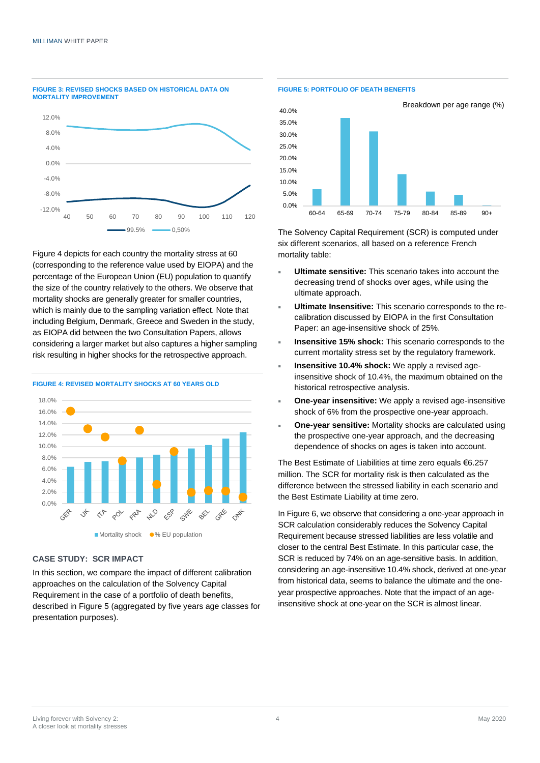**FIGURE 3: REVISED SHOCKS BASED ON HISTORICAL DATA ON MORTALITY IMPROVEMENT**

Figure 4 depicts for each country the mortality stress at 60 (corresponding to the reference value used by EIOPA) and the percentage of the European Union (EU) population to quantify the size of the country relatively to the others. We observe that mortality shocks are generally greater for smaller countries, which is mainly due to the sampling variation effect. Note that including Belgium, Denmark, Greece and Sweden in the study, as EIOPA did between the two Consultation Papers, allows considering a larger market but also captures a higher sampling risk resulting in higher shocks for the retrospective approach.

**FIGURE 4: REVISED MORTALITY SHOCKS AT 60 YEARS OLD**

### CASE STUDY: SCR IMPACT

In this section, we compare the impact of different calibration approaches on the calculation of the Solvency Capital Requirement in the case of a portfolio of death benefits, described in Figure 5 (aggregated by five years age classes for presentation purposes).

**FIGURE 5: PORTFOLIO OF DEATH BENEFITS**

The Solvency Capital Requirement (SCR) is computed under six different scenarios, all based on a reference French mortality table:

- **Ultimate sensitive:** This scenario takes into account the decreasing trend of shocks over ages, while using the ultimate approach.
- **Ultimate Insensitive:** This scenario corresponds to the re-calibration discussed by EIOPA in the first Consultation Paper: an age-insensitive shock of 25%.
- **Insensitive 15% shock:** This scenario corresponds to the current mortality stress set by the regulatory framework.
- **Insensitive 10.4% shock:** We apply a revised age-insensitive shock of 10.4%, the maximum obtained on the historical retrospective analysis.
- **One-year insensitive:** We apply a revised age-insensitive shock of 6% from the prospective one-year approach.
- **One-year sensitive:** Mortality shocks are calculated using the prospective one-year approach, and the decreasing dependence of shocks on ages is taken into account.

The Best Estimate of Liabilities at time zero equals €6.257 million. The SCR for mortality risk is then calculated as the difference between the stressed liability in each scenario and the Best Estimate Liability at time zero.

In Figure 6, we observe that considering a one-year approach in SCR calculation considerably reduces the Solvency Capital Requirement because stressed liabilities are less volatile and closer to the central Best Estimate. In this particular case, the SCR is reduced by 74% on an age-sensitive basis. In addition, considering an age-insensitive 10.4% shock, derived at one-year from historical data, seems to balance the ultimate and the one-year prospective approaches. Note that the impact of an age-insensitive shock at one-year on the SCR is almost linear.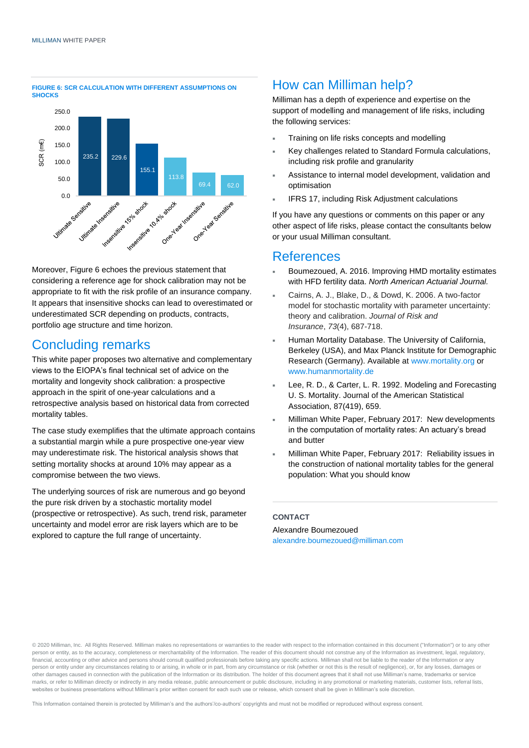**FIGURE 6: SCR CALCULATION WITH DIFFERENT ASSUMPTIONS ON SHOCKS**

SCR (m€)

250.0
200.0
150.0
100.0
50.0
0.0

235.2
229.6
155.1
113.8
69.4
62.0

Ultimate Sensitive
Ultimate Insensitive
Insensitive 15% shock
Insensitive 10.4% shock
One-Year Insensitive
One-Year Sensitive

Moreover, Figure 6 echoes the previous statement that considering a reference age for shock calibration may not be appropriate to fit with the risk profile of an insurance company. It appears that insensitive shocks can lead to overestimated or underestimated SCR depending on products, contracts, portfolio age structure and time horizon.

## Concluding remarks

This white paper proposes two alternative and complementary views to the EIOPA's final technical set of advice on the mortality and longevity shock calibration: a prospective approach in the spirit of one-year calculations and a retrospective analysis based on historical data from corrected mortality tables.

The case study exemplifies that the ultimate approach contains a substantial margin while a pure prospective one-year view may underestimate risk. The historical analysis shows that setting mortality shocks at around 10% may appear as a compromise between the two views.

The underlying sources of risk are numerous and go beyond the pure risk driven by a stochastic mortality model (prospective or retrospective). As such, trend risk, parameter uncertainty and model error are risk layers which are to be explored to capture the full range of uncertainty.

## How can Milliman help?

Milliman has a depth of experience and expertise on the support of modelling and management of life risks, including the following services:

- Training on life risks concepts and modelling
- Key challenges related to Standard Formula calculations, including risk profile and granularity
- Assistance to internal model development, validation and optimisation
- IFRS 17, including Risk Adjustment calculations

If you have any questions or comments on this paper or any other aspect of life risks, please contact the consultants below or your usual Milliman consultant.

## References

- Boumezoued, A. 2016. Improving HMD mortality estimates with HFD fertility data. *North American Actuarial Journal.*
- Cairns, A. J., Blake, D., & Dowd, K. 2006. A two-factor model for stochastic mortality with parameter uncertainty: theory and calibration. *Journal of Risk and Insurance*, *73*(4), 687-718.
- Human Mortality Database. The University of California, Berkeley (USA), and Max Planck Institute for Demographic Research (Germany). Available at www.mortality.org or www.humanmortality.de
- Lee, R. D., & Carter, L. R. 1992. Modeling and Forecasting U. S. Mortality. Journal of the American Statistical Association, 87(419), 659.
- Milliman White Paper, February 2017: New developments in the computation of mortality rates: An actuary's bread and butter
- Milliman White Paper, February 2017: Reliability issues in the construction of national mortality tables for the general population: What you should know

**CONTACT**

Alexandre Boumezoued
alexandre.boumezoued@milliman.com

© 2020 Milliman, Inc. All Rights Reserved. Milliman makes no representations or warranties to the reader with respect to the information contained in this document ("Information") or to any other person or entity, as to the accuracy, completeness or merchantability of the Information. The reader of this document should not construe any of the Information as investment, legal, regulatory, financial, accounting or other advice and persons should consult qualified professionals before taking any specific actions. Milliman shall not be liable to the reader of the Information or any person or entity under any circumstances relating to or arising, in whole or in part, from any circumstance or risk (whether or not this is the result of negligence), or, for any losses, damages or other damages caused in connection with the publication of the Information or its distribution. The holder of this document agrees that it shall not use Milliman's name, trademarks or service marks, or refer to Milliman directly or indirectly in any media release, public announcement or public disclosure, including in any promotional or marketing materials, customer lists, referral lists, websites or business presentations without Milliman's prior written consent for each such use or release, which consent shall be given in Milliman's sole discretion.

This Information contained therein is protected by Milliman's and the authors'/co-authors' copyrights and must not be modified or reproduced without express consent.